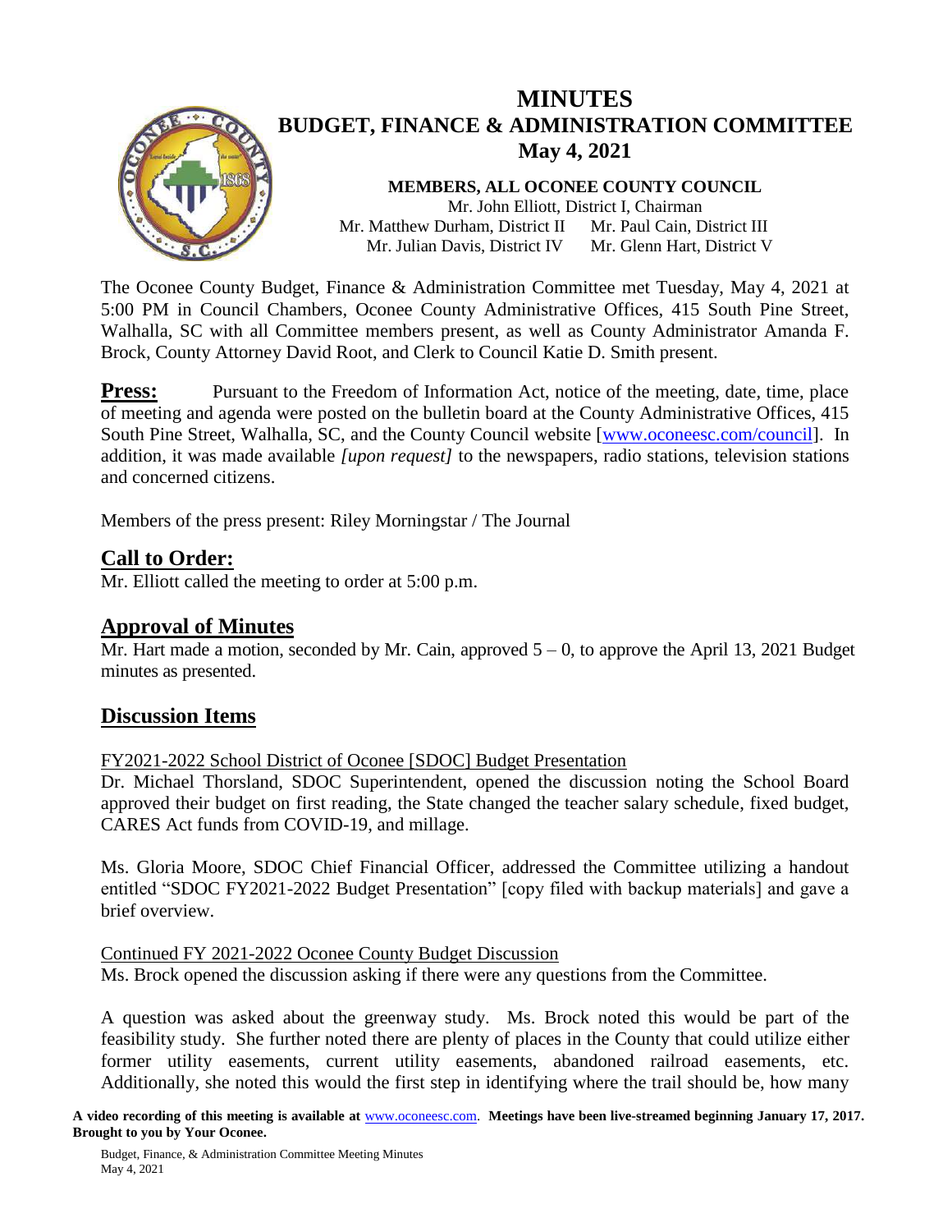# MINUTES
## BUDGET, FINANCE & ADMINISTRATION COMMITTEE
### May 4, 2021

**MEMBERS, ALL OCONEE COUNTY COUNCIL**

Mr. John Elliott, District I, Chairman
Mr. Matthew Durham, District II    Mr. Paul Cain, District III
Mr. Julian Davis, District IV    Mr. Glenn Hart, District V

The Oconee County Budget, Finance & Administration Committee met Tuesday, May 4, 2021 at 5:00 PM in Council Chambers, Oconee County Administrative Offices, 415 South Pine Street, Walhalla, SC with all Committee members present, as well as County Administrator Amanda F. Brock, County Attorney David Root, and Clerk to Council Katie D. Smith present.

**Press:** Pursuant to the Freedom of Information Act, notice of the meeting, date, time, place of meeting and agenda were posted on the bulletin board at the County Administrative Offices, 415 South Pine Street, Walhalla, SC, and the County Council website [www.oconeesc.com/council]. In addition, it was made available *[upon request]* to the newspapers, radio stations, television stations and concerned citizens.

Members of the press present: Riley Morningstar / The Journal

## Call to Order:

Mr. Elliott called the meeting to order at 5:00 p.m.

## Approval of Minutes

Mr. Hart made a motion, seconded by Mr. Cain, approved 5 – 0, to approve the April 13, 2021 Budget minutes as presented.

## Discussion Items

FY2021-2022 School District of Oconee [SDOC] Budget Presentation

Dr. Michael Thorsland, SDOC Superintendent, opened the discussion noting the School Board approved their budget on first reading, the State changed the teacher salary schedule, fixed budget, CARES Act funds from COVID-19, and millage.

Ms. Gloria Moore, SDOC Chief Financial Officer, addressed the Committee utilizing a handout entitled "SDOC FY2021-2022 Budget Presentation" [copy filed with backup materials] and gave a brief overview.

Continued FY 2021-2022 Oconee County Budget Discussion

Ms. Brock opened the discussion asking if there were any questions from the Committee.

A question was asked about the greenway study. Ms. Brock noted this would be part of the feasibility study. She further noted there are plenty of places in the County that could utilize either former utility easements, current utility easements, abandoned railroad easements, etc. Additionally, she noted this would the first step in identifying where the trail should be, how many

**A video recording of this meeting is available at** www.oconeesc.com. **Meetings have been live-streamed beginning January 17, 2017. Brought to you by Your Oconee.**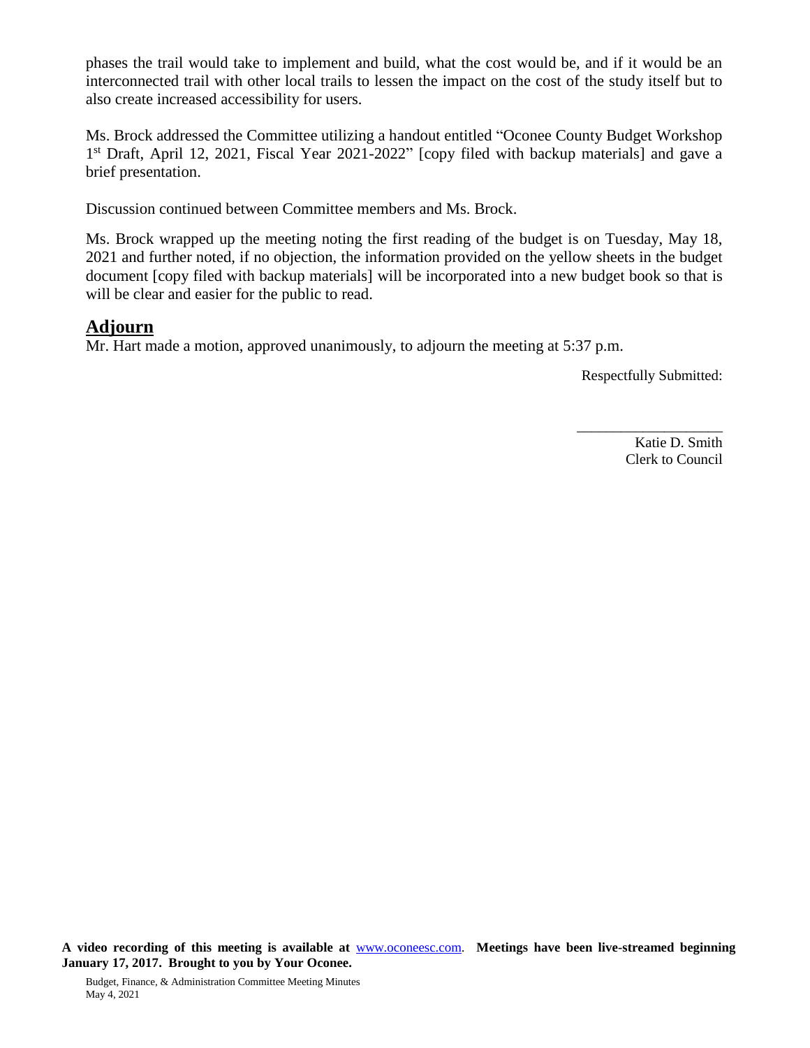phases the trail would take to implement and build, what the cost would be, and if it would be an interconnected trail with other local trails to lessen the impact on the cost of the study itself but to also create increased accessibility for users.

Ms. Brock addressed the Committee utilizing a handout entitled "Oconee County Budget Workshop 1st Draft, April 12, 2021, Fiscal Year 2021-2022" [copy filed with backup materials] and gave a brief presentation.

Discussion continued between Committee members and Ms. Brock.

Ms. Brock wrapped up the meeting noting the first reading of the budget is on Tuesday, May 18, 2021 and further noted, if no objection, the information provided on the yellow sheets in the budget document [copy filed with backup materials] will be incorporated into a new budget book so that is will be clear and easier for the public to read.

## Adjourn

Mr. Hart made a motion, approved unanimously, to adjourn the meeting at 5:37 p.m.

Respectfully Submitted:

\_\_\_\_\_\_\_\_\_\_\_\_\_\_\_\_\_\_\_\_

Katie D. Smith
Clerk to Council

**A video recording of this meeting is available at** www.oconeesc.com. **Meetings have been live-streamed beginning January 17, 2017. Brought to you by Your Oconee.**